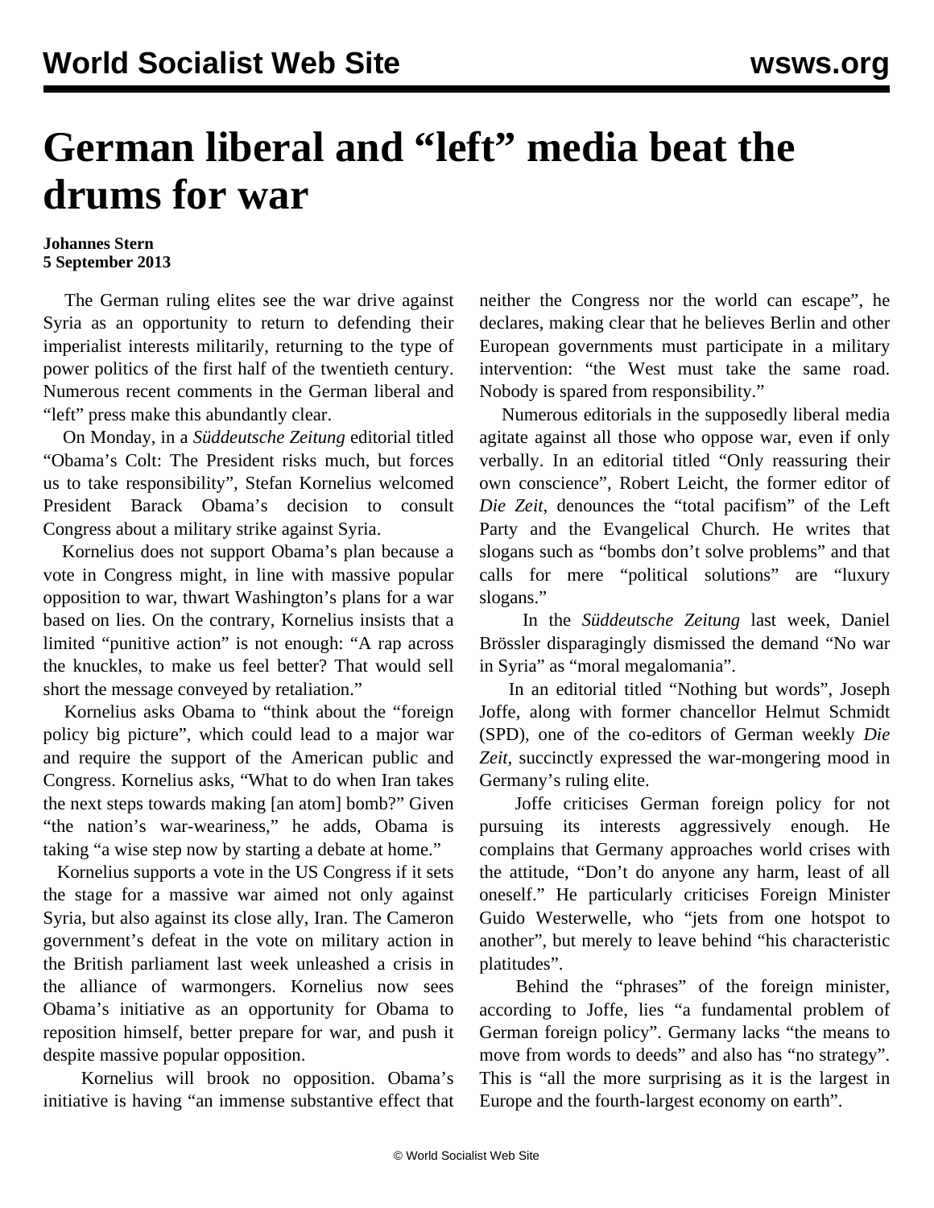# German liberal and "left" media beat the drums for war

**Johannes Stern**
**5 September 2013**

The German ruling elites see the war drive against Syria as an opportunity to return to defending their imperialist interests militarily, returning to the type of power politics of the first half of the twentieth century. Numerous recent comments in the German liberal and "left" press make this abundantly clear.

On Monday, in a *Süddeutsche Zeitung* editorial titled "Obama's Colt: The President risks much, but forces us to take responsibility", Stefan Kornelius welcomed President Barack Obama's decision to consult Congress about a military strike against Syria.

Kornelius does not support Obama's plan because a vote in Congress might, in line with massive popular opposition to war, thwart Washington's plans for a war based on lies. On the contrary, Kornelius insists that a limited "punitive action" is not enough: "A rap across the knuckles, to make us feel better? That would sell short the message conveyed by retaliation."

Kornelius asks Obama to "think about the "foreign policy big picture", which could lead to a major war and require the support of the American public and Congress. Kornelius asks, "What to do when Iran takes the next steps towards making [an atom] bomb?" Given "the nation's war-weariness," he adds, Obama is taking "a wise step now by starting a debate at home."

Kornelius supports a vote in the US Congress if it sets the stage for a massive war aimed not only against Syria, but also against its close ally, Iran. The Cameron government's defeat in the vote on military action in the British parliament last week unleashed a crisis in the alliance of warmongers. Kornelius now sees Obama's initiative as an opportunity for Obama to reposition himself, better prepare for war, and push it despite massive popular opposition.

Kornelius will brook no opposition. Obama's initiative is having "an immense substantive effect that neither the Congress nor the world can escape", he declares, making clear that he believes Berlin and other European governments must participate in a military intervention: "the West must take the same road. Nobody is spared from responsibility."

Numerous editorials in the supposedly liberal media agitate against all those who oppose war, even if only verbally. In an editorial titled "Only reassuring their own conscience", Robert Leicht, the former editor of *Die Zeit*, denounces the "total pacifism" of the Left Party and the Evangelical Church. He writes that slogans such as "bombs don't solve problems" and that calls for mere "political solutions" are "luxury slogans."

In the *Süddeutsche Zeitung* last week, Daniel Brössler disparagingly dismissed the demand "No war in Syria" as "moral megalomania".

In an editorial titled "Nothing but words", Joseph Joffe, along with former chancellor Helmut Schmidt (SPD), one of the co-editors of German weekly *Die Zeit*, succinctly expressed the war-mongering mood in Germany's ruling elite.

Joffe criticises German foreign policy for not pursuing its interests aggressively enough. He complains that Germany approaches world crises with the attitude, "Don't do anyone any harm, least of all oneself." He particularly criticises Foreign Minister Guido Westerwelle, who "jets from one hotspot to another", but merely to leave behind "his characteristic platitudes".

Behind the "phrases" of the foreign minister, according to Joffe, lies "a fundamental problem of German foreign policy". Germany lacks "the means to move from words to deeds" and also has "no strategy". This is "all the more surprising as it is the largest in Europe and the fourth-largest economy on earth".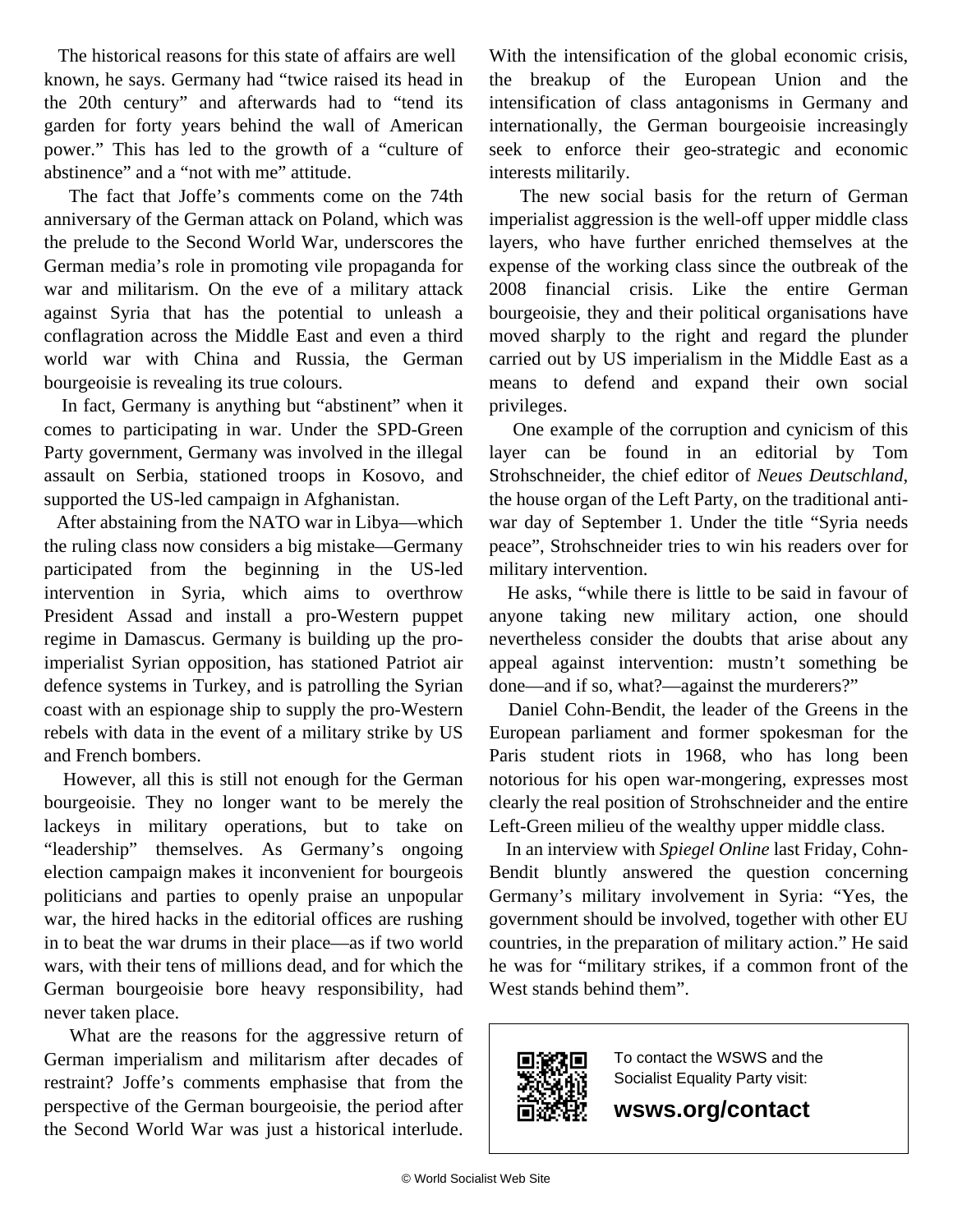The historical reasons for this state of affairs are well known, he says. Germany had "twice raised its head in the 20th century" and afterwards had to "tend its garden for forty years behind the wall of American power." This has led to the growth of a "culture of abstinence" and a "not with me" attitude.

The fact that Joffe's comments come on the 74th anniversary of the German attack on Poland, which was the prelude to the Second World War, underscores the German media's role in promoting vile propaganda for war and militarism. On the eve of a military attack against Syria that has the potential to unleash a conflagration across the Middle East and even a third world war with China and Russia, the German bourgeoisie is revealing its true colours.

In fact, Germany is anything but "abstinent" when it comes to participating in war. Under the SPD-Green Party government, Germany was involved in the illegal assault on Serbia, stationed troops in Kosovo, and supported the US-led campaign in Afghanistan.

After abstaining from the NATO war in Libya—which the ruling class now considers a big mistake—Germany participated from the beginning in the US-led intervention in Syria, which aims to overthrow President Assad and install a pro-Western puppet regime in Damascus. Germany is building up the pro-imperialist Syrian opposition, has stationed Patriot air defence systems in Turkey, and is patrolling the Syrian coast with an espionage ship to supply the pro-Western rebels with data in the event of a military strike by US and French bombers.

However, all this is still not enough for the German bourgeoisie. They no longer want to be merely the lackeys in military operations, but to take on "leadership" themselves. As Germany's ongoing election campaign makes it inconvenient for bourgeois politicians and parties to openly praise an unpopular war, the hired hacks in the editorial offices are rushing in to beat the war drums in their place—as if two world wars, with their tens of millions dead, and for which the German bourgeoisie bore heavy responsibility, had never taken place.

What are the reasons for the aggressive return of German imperialism and militarism after decades of restraint? Joffe's comments emphasise that from the perspective of the German bourgeoisie, the period after the Second World War was just a historical interlude. With the intensification of the global economic crisis, the breakup of the European Union and the intensification of class antagonisms in Germany and internationally, the German bourgeoisie increasingly seek to enforce their geo-strategic and economic interests militarily.

The new social basis for the return of German imperialist aggression is the well-off upper middle class layers, who have further enriched themselves at the expense of the working class since the outbreak of the 2008 financial crisis. Like the entire German bourgeoisie, they and their political organisations have moved sharply to the right and regard the plunder carried out by US imperialism in the Middle East as a means to defend and expand their own social privileges.

One example of the corruption and cynicism of this layer can be found in an editorial by Tom Strohschneider, the chief editor of *Neues Deutschland*, the house organ of the Left Party, on the traditional anti-war day of September 1. Under the title "Syria needs peace", Strohschneider tries to win his readers over for military intervention.

He asks, "while there is little to be said in favour of anyone taking new military action, one should nevertheless consider the doubts that arise about any appeal against intervention: mustn't something be done—and if so, what?—against the murderers?"

Daniel Cohn-Bendit, the leader of the Greens in the European parliament and former spokesman for the Paris student riots in 1968, who has long been notorious for his open war-mongering, expresses most clearly the real position of Strohschneider and the entire Left-Green milieu of the wealthy upper middle class.

In an interview with *Spiegel Online* last Friday, Cohn-Bendit bluntly answered the question concerning Germany's military involvement in Syria: "Yes, the government should be involved, together with other EU countries, in the preparation of military action." He said he was for "military strikes, if a common front of the West stands behind them".

To contact the WSWS and the Socialist Equality Party visit:

**wsws.org/contact**